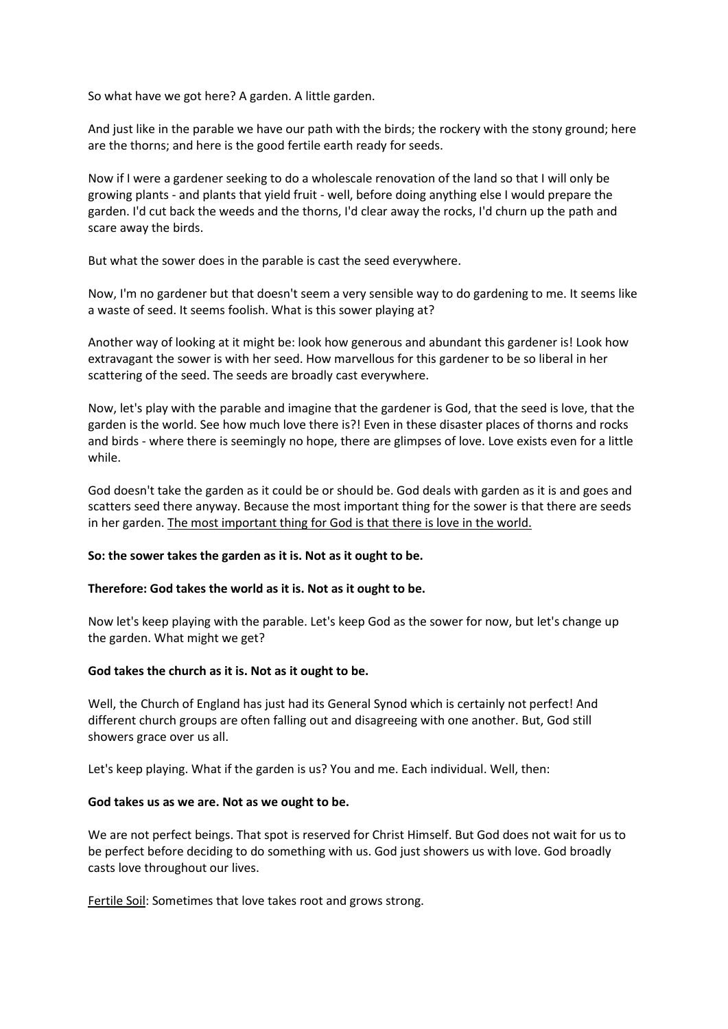So what have we got here? A garden. A little garden.

And just like in the parable we have our path with the birds; the rockery with the stony ground; here are the thorns; and here is the good fertile earth ready for seeds.

Now if I were a gardener seeking to do a wholescale renovation of the land so that I will only be growing plants - and plants that yield fruit - well, before doing anything else I would prepare the garden. I'd cut back the weeds and the thorns, I'd clear away the rocks, I'd churn up the path and scare away the birds.

But what the sower does in the parable is cast the seed everywhere.

Now, I'm no gardener but that doesn't seem a very sensible way to do gardening to me. It seems like a waste of seed. It seems foolish. What is this sower playing at?

Another way of looking at it might be: look how generous and abundant this gardener is! Look how extravagant the sower is with her seed. How marvellous for this gardener to be so liberal in her scattering of the seed. The seeds are broadly cast everywhere.

Now, let's play with the parable and imagine that the gardener is God, that the seed is love, that the garden is the world. See how much love there is?! Even in these disaster places of thorns and rocks and birds - where there is seemingly no hope, there are glimpses of love. Love exists even for a little while.

God doesn't take the garden as it could be or should be. God deals with garden as it is and goes and scatters seed there anyway. Because the most important thing for the sower is that there are seeds in her garden. <u>The most important thing for God is that there is love in the world.</u>

**So: the sower takes the garden as it is. Not as it ought to be.**

**Therefore: God takes the world as it is. Not as it ought to be.**

Now let's keep playing with the parable. Let's keep God as the sower for now, but let's change up the garden. What might we get?

**God takes the church as it is. Not as it ought to be.**

Well, the Church of England has just had its General Synod which is certainly not perfect! And different church groups are often falling out and disagreeing with one another. But, God still showers grace over us all.

Let's keep playing. What if the garden is us? You and me. Each individual. Well, then:

**God takes us as we are. Not as we ought to be.**

We are not perfect beings. That spot is reserved for Christ Himself. But God does not wait for us to be perfect before deciding to do something with us. God just showers us with love. God broadly casts love throughout our lives.

<u>Fertile Soil</u>: Sometimes that love takes root and grows strong.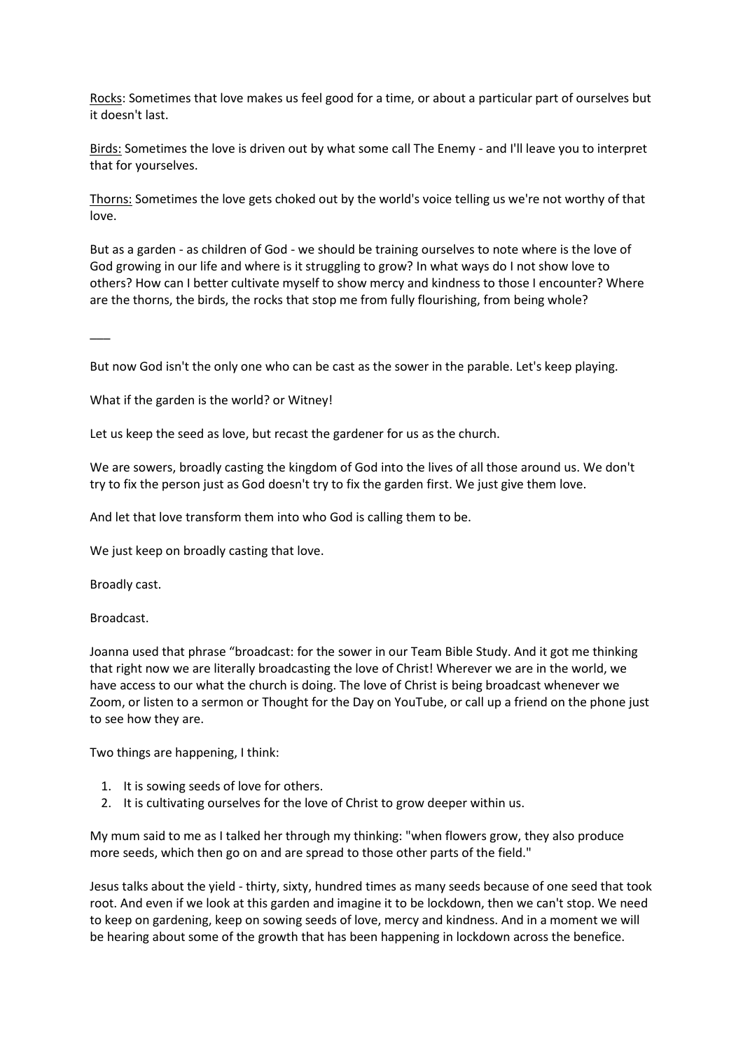<u>Rocks</u>: Sometimes that love makes us feel good for a time, or about a particular part of ourselves but it doesn't last.

<u>Birds:</u> Sometimes the love is driven out by what some call The Enemy - and I'll leave you to interpret that for yourselves.

<u>Thorns:</u> Sometimes the love gets choked out by the world's voice telling us we're not worthy of that love.

But as a garden - as children of God - we should be training ourselves to note where is the love of God growing in our life and where is it struggling to grow? In what ways do I not show love to others? How can I better cultivate myself to show mercy and kindness to those I encounter? Where are the thorns, the birds, the rocks that stop me from fully flourishing, from being whole?

___

But now God isn't the only one who can be cast as the sower in the parable. Let's keep playing.

What if the garden is the world? or Witney!

Let us keep the seed as love, but recast the gardener for us as the church.

We are sowers, broadly casting the kingdom of God into the lives of all those around us. We don't try to fix the person just as God doesn't try to fix the garden first. We just give them love.

And let that love transform them into who God is calling them to be.

We just keep on broadly casting that love.

Broadly cast.

Broadcast.

Joanna used that phrase "broadcast: for the sower in our Team Bible Study. And it got me thinking that right now we are literally broadcasting the love of Christ! Wherever we are in the world, we have access to our what the church is doing. The love of Christ is being broadcast whenever we Zoom, or listen to a sermon or Thought for the Day on YouTube, or call up a friend on the phone just to see how they are.

Two things are happening, I think:

1. It is sowing seeds of love for others.
2. It is cultivating ourselves for the love of Christ to grow deeper within us.

My mum said to me as I talked her through my thinking: "when flowers grow, they also produce more seeds, which then go on and are spread to those other parts of the field."

Jesus talks about the yield - thirty, sixty, hundred times as many seeds because of one seed that took root. And even if we look at this garden and imagine it to be lockdown, then we can't stop. We need to keep on gardening, keep on sowing seeds of love, mercy and kindness. And in a moment we will be hearing about some of the growth that has been happening in lockdown across the benefice.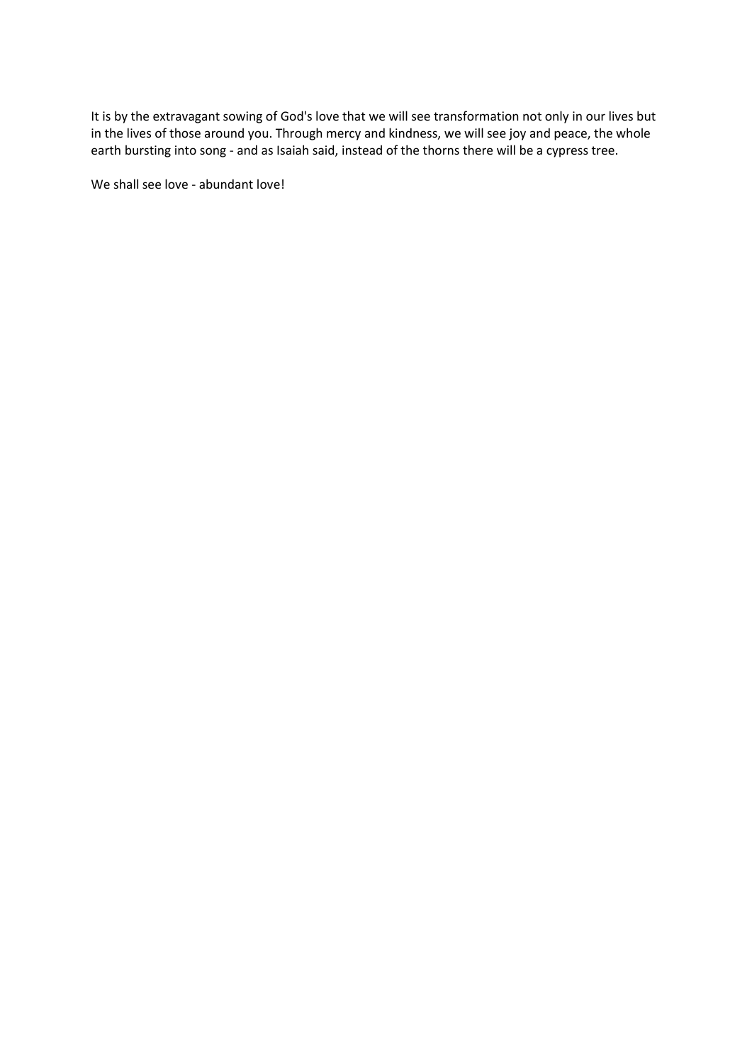It is by the extravagant sowing of God's love that we will see transformation not only in our lives but in the lives of those around you. Through mercy and kindness, we will see joy and peace, the whole earth bursting into song - and as Isaiah said, instead of the thorns there will be a cypress tree.

We shall see love - abundant love!